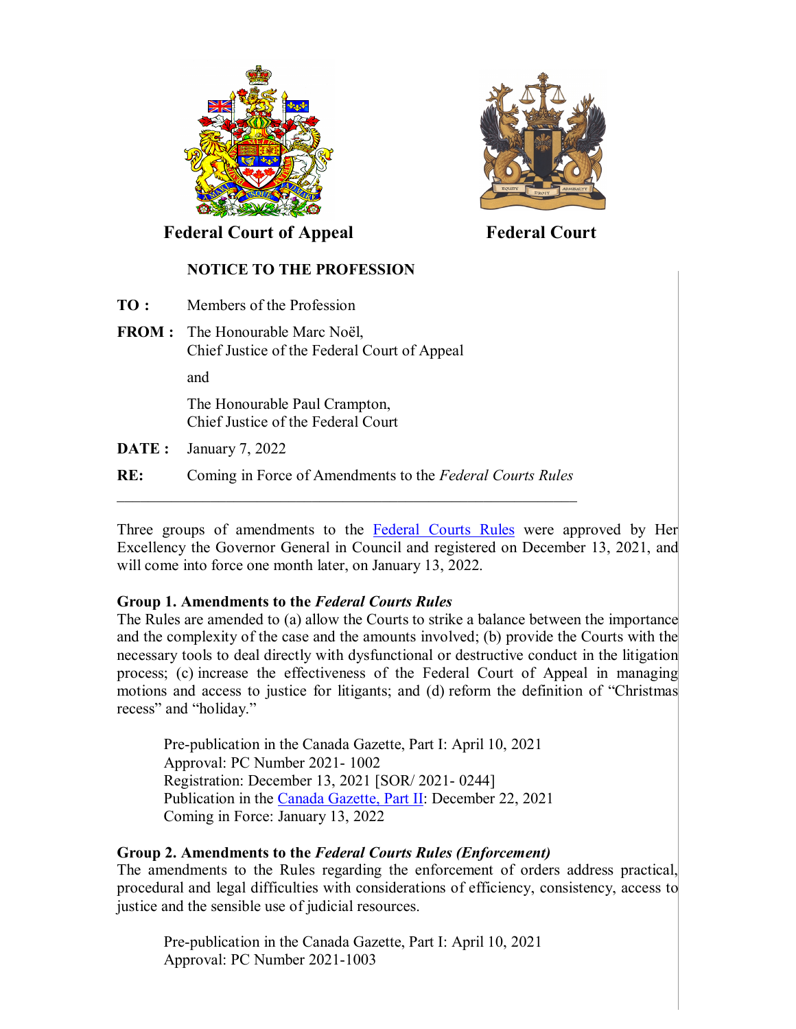**Federal Court of Appeal** **Federal Court**

# NOTICE TO THE PROFESSION

**TO :** Members of the Profession

**FROM :** The Honourable Marc Noël,
Chief Justice of the Federal Court of Appeal

and

The Honourable Paul Crampton,
Chief Justice of the Federal Court

**DATE :** January 7, 2022

**RE:** Coming in Force of Amendments to the *Federal Courts Rules*

---

Three groups of amendments to the Federal Courts Rules were approved by Her Excellency the Governor General in Council and registered on December 13, 2021, and will come into force one month later, on January 13, 2022.

## Group 1. Amendments to the *Federal Courts Rules*

The Rules are amended to (a) allow the Courts to strike a balance between the importance and the complexity of the case and the amounts involved; (b) provide the Courts with the necessary tools to deal directly with dysfunctional or destructive conduct in the litigation process; (c) increase the effectiveness of the Federal Court of Appeal in managing motions and access to justice for litigants; and (d) reform the definition of "Christmas recess" and "holiday."

> Pre-publication in the Canada Gazette, Part I: April 10, 2021
> Approval: PC Number 2021- 1002
> Registration: December 13, 2021 [SOR/ 2021- 0244]
> Publication in the Canada Gazette, Part II: December 22, 2021
> Coming in Force: January 13, 2022

## Group 2. Amendments to the *Federal Courts Rules (Enforcement)*

The amendments to the Rules regarding the enforcement of orders address practical, procedural and legal difficulties with considerations of efficiency, consistency, access to justice and the sensible use of judicial resources.

> Pre-publication in the Canada Gazette, Part I: April 10, 2021
> Approval: PC Number 2021-1003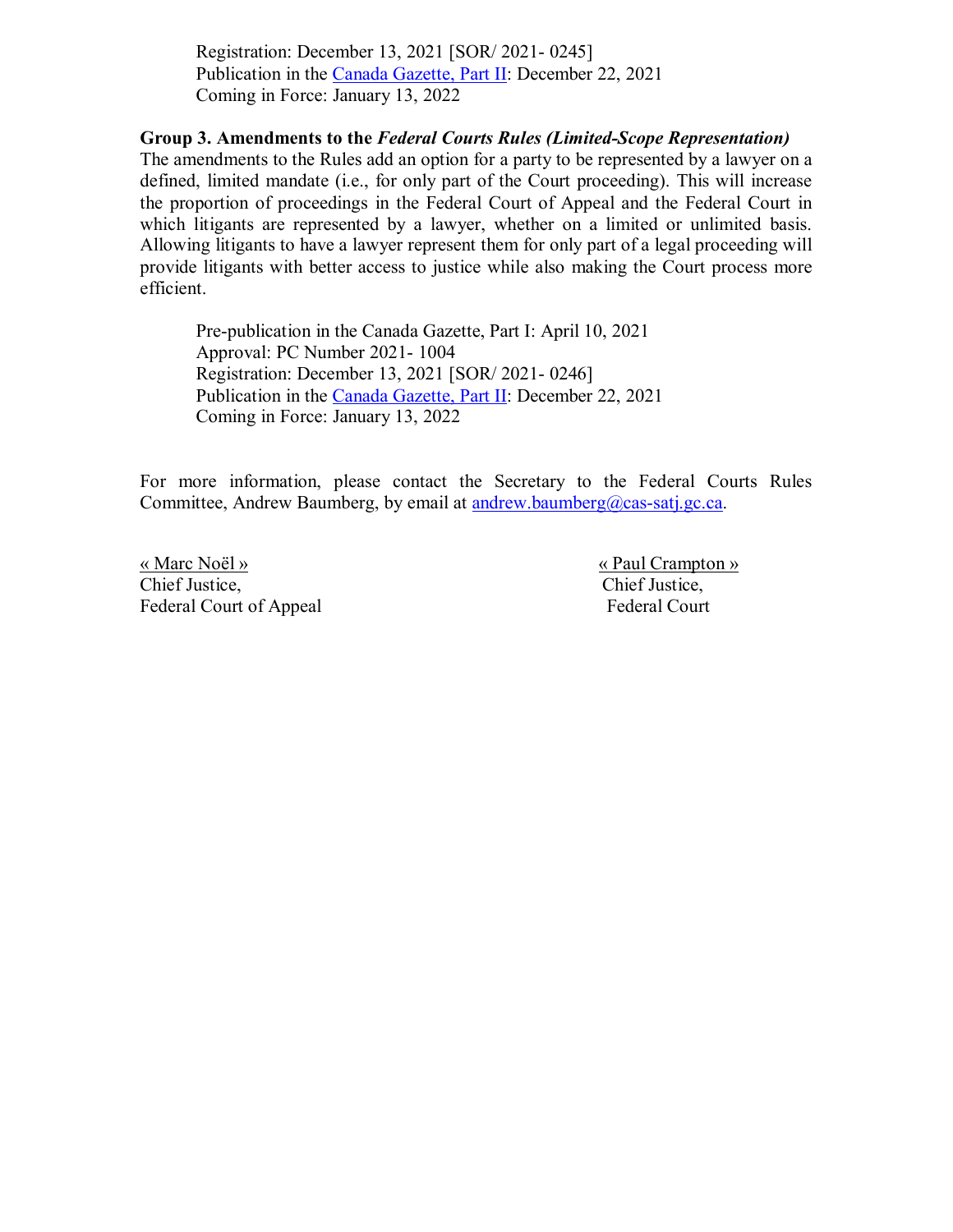Registration: December 13, 2021 [SOR/ 2021- 0245]
Publication in the Canada Gazette, Part II: December 22, 2021
Coming in Force: January 13, 2022

**Group 3. Amendments to the *Federal Courts Rules (Limited-Scope Representation)***

The amendments to the Rules add an option for a party to be represented by a lawyer on a defined, limited mandate (i.e., for only part of the Court proceeding). This will increase the proportion of proceedings in the Federal Court of Appeal and the Federal Court in which litigants are represented by a lawyer, whether on a limited or unlimited basis. Allowing litigants to have a lawyer represent them for only part of a legal proceeding will provide litigants with better access to justice while also making the Court process more efficient.

Pre-publication in the Canada Gazette, Part I: April 10, 2021
Approval: PC Number 2021- 1004
Registration: December 13, 2021 [SOR/ 2021- 0246]
Publication in the Canada Gazette, Part II: December 22, 2021
Coming in Force: January 13, 2022

For more information, please contact the Secretary to the Federal Courts Rules Committee, Andrew Baumberg, by email at andrew.baumberg@cas-satj.gc.ca.

« Marc Noël »
Chief Justice,
Federal Court of Appeal

« Paul Crampton »
Chief Justice,
Federal Court